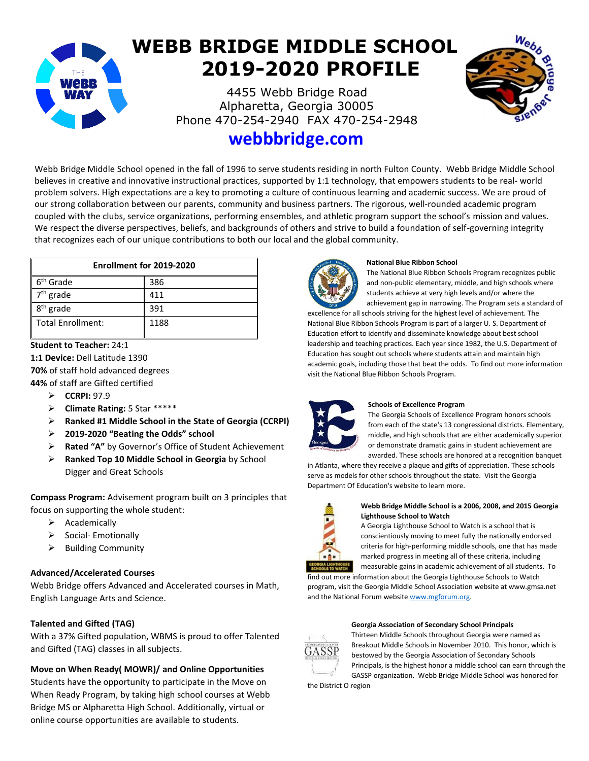# WEBB BRIDGE MIDDLE SCHOOL 2019-2020 PROFILE

4455 Webb Bridge Road
Alpharetta, Georgia 30005
Phone 470-254-2940 FAX 470-254-2948

## webbbridge.com

Webb Bridge Middle School opened in the fall of 1996 to serve students residing in north Fulton County. Webb Bridge Middle School believes in creative and innovative instructional practices, supported by 1:1 technology, that empowers students to be real- world problem solvers. High expectations are a key to promoting a culture of continuous learning and academic success. We are proud of our strong collaboration between our parents, community and business partners. The rigorous, well-rounded academic program coupled with the clubs, service organizations, performing ensembles, and athletic program support the school's mission and values. We respect the diverse perspectives, beliefs, and backgrounds of others and strive to build a foundation of self-governing integrity that recognizes each of our unique contributions to both our local and the global community.

| Enrollment for 2019-2020 | |
|---|---|
| 6th Grade | 386 |
| 7th grade | 411 |
| 8th grade | 391 |
| Total Enrollment: | 1188 |

**Student to Teacher:** 24:1
**1:1 Device:** Dell Latitude 1390
**70%** of staff hold advanced degrees
**44%** of staff are Gifted certified

- **CCRPI:** 97.9
- **Climate Rating:** 5 Star *****
- **Ranked #1 Middle School in the State of Georgia (CCRPI)**
- **2019-2020 "Beating the Odds" school**
- **Rated "A"** by Governor's Office of Student Achievement
- **Ranked Top 10 Middle School in Georgia** by School Digger and Great Schools

**Compass Program:** Advisement program built on 3 principles that focus on supporting the whole student:

- Academically
- Social- Emotionally
- Building Community

**Advanced/Accelerated Courses**
Webb Bridge offers Advanced and Accelerated courses in Math, English Language Arts and Science.

**Talented and Gifted (TAG)**
With a 37% Gifted population, WBMS is proud to offer Talented and Gifted (TAG) classes in all subjects.

**Move on When Ready( MOWR)/ and Online Opportunities**
Students have the opportunity to participate in the Move on When Ready Program, by taking high school courses at Webb Bridge MS or Alpharetta High School. Additionally, virtual or online course opportunities are available to students.

**National Blue Ribbon School**
The National Blue Ribbon Schools Program recognizes public and non-public elementary, middle, and high schools where students achieve at very high levels and/or where the achievement gap in narrowing. The Program sets a standard of excellence for all schools striving for the highest level of achievement. The National Blue Ribbon Schools Program is part of a larger U. S. Department of Education effort to identify and disseminate knowledge about best school leadership and teaching practices. Each year since 1982, the U.S. Department of Education has sought out schools where students attain and maintain high academic goals, including those that beat the odds. To find out more information visit the National Blue Ribbon Schools Program.

**Schools of Excellence Program**
The Georgia Schools of Excellence Program honors schools from each of the state's 13 congressional districts. Elementary, middle, and high schools that are either academically superior or demonstrate dramatic gains in student achievement are awarded. These schools are honored at a recognition banquet in Atlanta, where they receive a plaque and gifts of appreciation. These schools serve as models for other schools throughout the state. Visit the Georgia Department Of Education's website to learn more.

**Webb Bridge Middle School is a 2006, 2008, and 2015 Georgia Lighthouse School to Watch**
A Georgia Lighthouse School to Watch is a school that is conscientiously moving to meet fully the nationally endorsed criteria for high-performing middle schools, one that has made marked progress in meeting all of these criteria, including measurable gains in academic achievement of all students. To find out more information about the Georgia Lighthouse Schools to Watch program, visit the Georgia Middle School Association website at www.gmsa.net and the National Forum website www.mgforum.org.

**Georgia Association of Secondary School Principals**
Thirteen Middle Schools throughout Georgia were named as Breakout Middle Schools in November 2010. This honor, which is bestowed by the Georgia Association of Secondary Schools Principals, is the highest honor a middle school can earn through the GASSP organization. Webb Bridge Middle School was honored for the District O region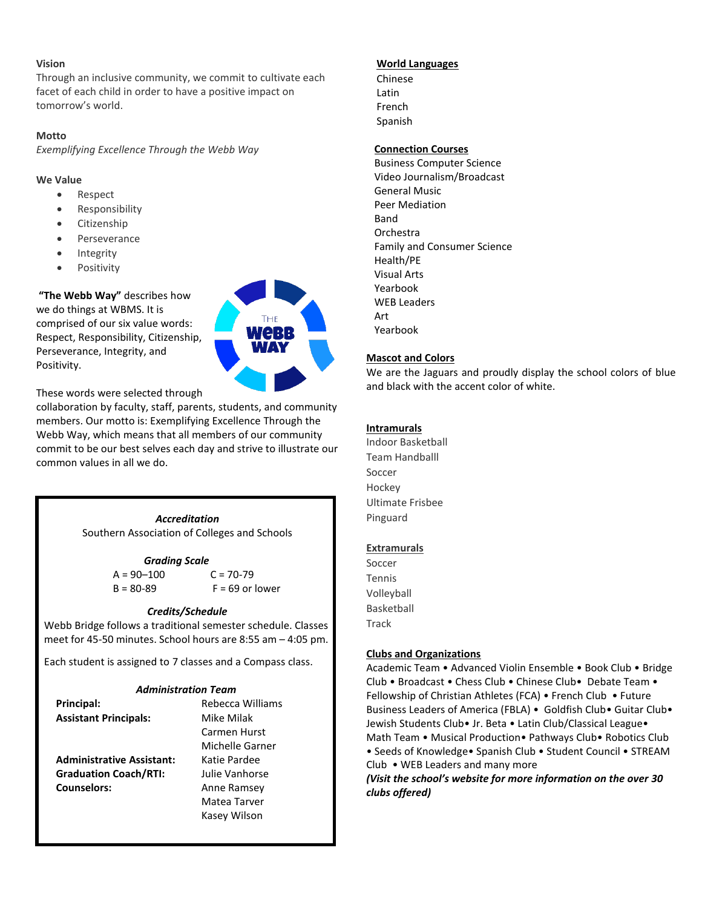**Vision**

Through an inclusive community, we commit to cultivate each facet of each child in order to have a positive impact on tomorrow's world.

**Motto**

*Exemplifying Excellence Through the Webb Way*

**We Value**

- Respect
- Responsibility
- Citizenship
- Perseverance
- Integrity
- Positivity

**"The Webb Way"** describes how we do things at WBMS. It is comprised of our six value words: Respect, Responsibility, Citizenship, Perseverance, Integrity, and Positivity.

THE WEBB WAY

These words were selected through collaboration by faculty, staff, parents, students, and community members. Our motto is: Exemplifying Excellence Through the Webb Way, which means that all members of our community commit to be our best selves each day and strive to illustrate our common values in all we do.

***Accreditation***

Southern Association of Colleges and Schools

***Grading Scale***

| | |
|---|---|
| A = 90–100 | C = 70-79 |
| B = 80-89 | F = 69 or lower |

***Credits/Schedule***

Webb Bridge follows a traditional semester schedule. Classes meet for 45-50 minutes. School hours are 8:55 am – 4:05 pm.

Each student is assigned to 7 classes and a Compass class.

***Administration Team***

| | |
|---|---|
| **Principal:** | Rebecca Williams |
| **Assistant Principals:** | Mike Milak |
| | Carmen Hurst |
| | Michelle Garner |
| **Administrative Assistant:** | Katie Pardee |
| **Graduation Coach/RTI:** | Julie Vanhorse |
| **Counselors:** | Anne Ramsey |
| | Matea Tarver |
| | Kasey Wilson |

**World Languages**

Chinese
Latin
French
Spanish

**Connection Courses**

Business Computer Science
Video Journalism/Broadcast
General Music
Peer Mediation
Band
Orchestra
Family and Consumer Science
Health/PE
Visual Arts
Yearbook
WEB Leaders
Art
Yearbook

**Mascot and Colors**

We are the Jaguars and proudly display the school colors of blue and black with the accent color of white.

**Intramurals**

Indoor Basketball
Team Handballl
Soccer
Hockey
Ultimate Frisbee
Pinguard

**Extramurals**

Soccer
Tennis
Volleyball
Basketball
Track

**Clubs and Organizations**

Academic Team • Advanced Violin Ensemble • Book Club • Bridge Club • Broadcast • Chess Club • Chinese Club• Debate Team • Fellowship of Christian Athletes (FCA) • French Club • Future Business Leaders of America (FBLA) • Goldfish Club• Guitar Club• Jewish Students Club• Jr. Beta • Latin Club/Classical League• Math Team • Musical Production• Pathways Club• Robotics Club • Seeds of Knowledge• Spanish Club • Student Council • STREAM Club • WEB Leaders and many more

***(Visit the school's website for more information on the over 30 clubs offered)***